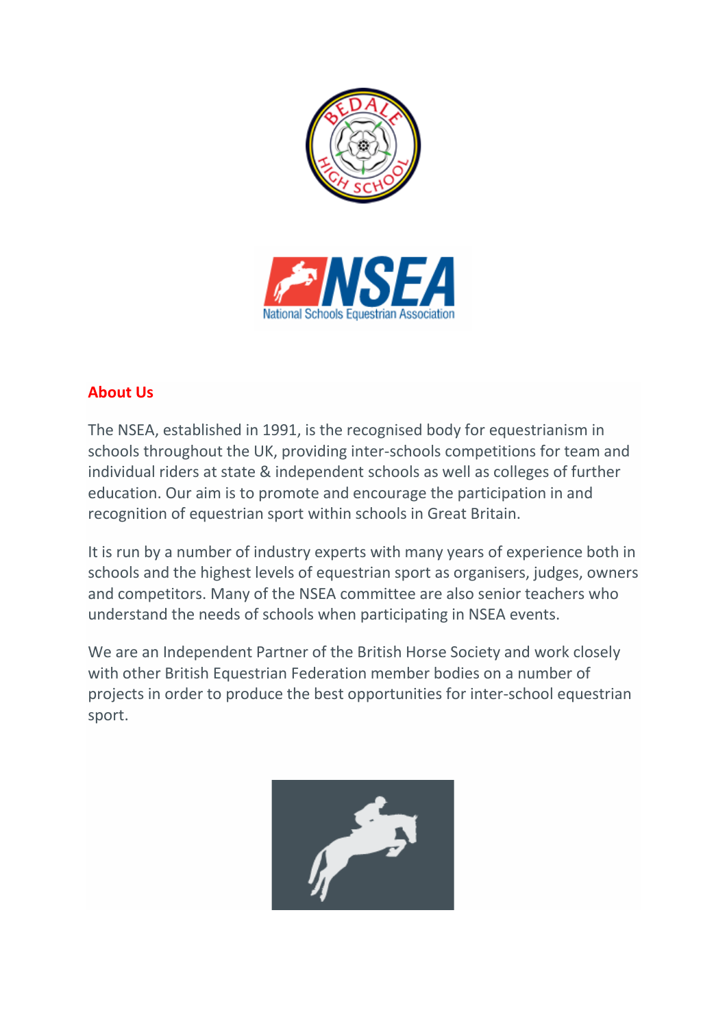## About Us

The NSEA, established in 1991, is the recognised body for equestrianism in schools throughout the UK, providing inter-schools competitions for team and individual riders at state & independent schools as well as colleges of further education. Our aim is to promote and encourage the participation in and recognition of equestrian sport within schools in Great Britain.

It is run by a number of industry experts with many years of experience both in schools and the highest levels of equestrian sport as organisers, judges, owners and competitors. Many of the NSEA committee are also senior teachers who understand the needs of schools when participating in NSEA events.

We are an Independent Partner of the British Horse Society and work closely with other British Equestrian Federation member bodies on a number of projects in order to produce the best opportunities for inter-school equestrian sport.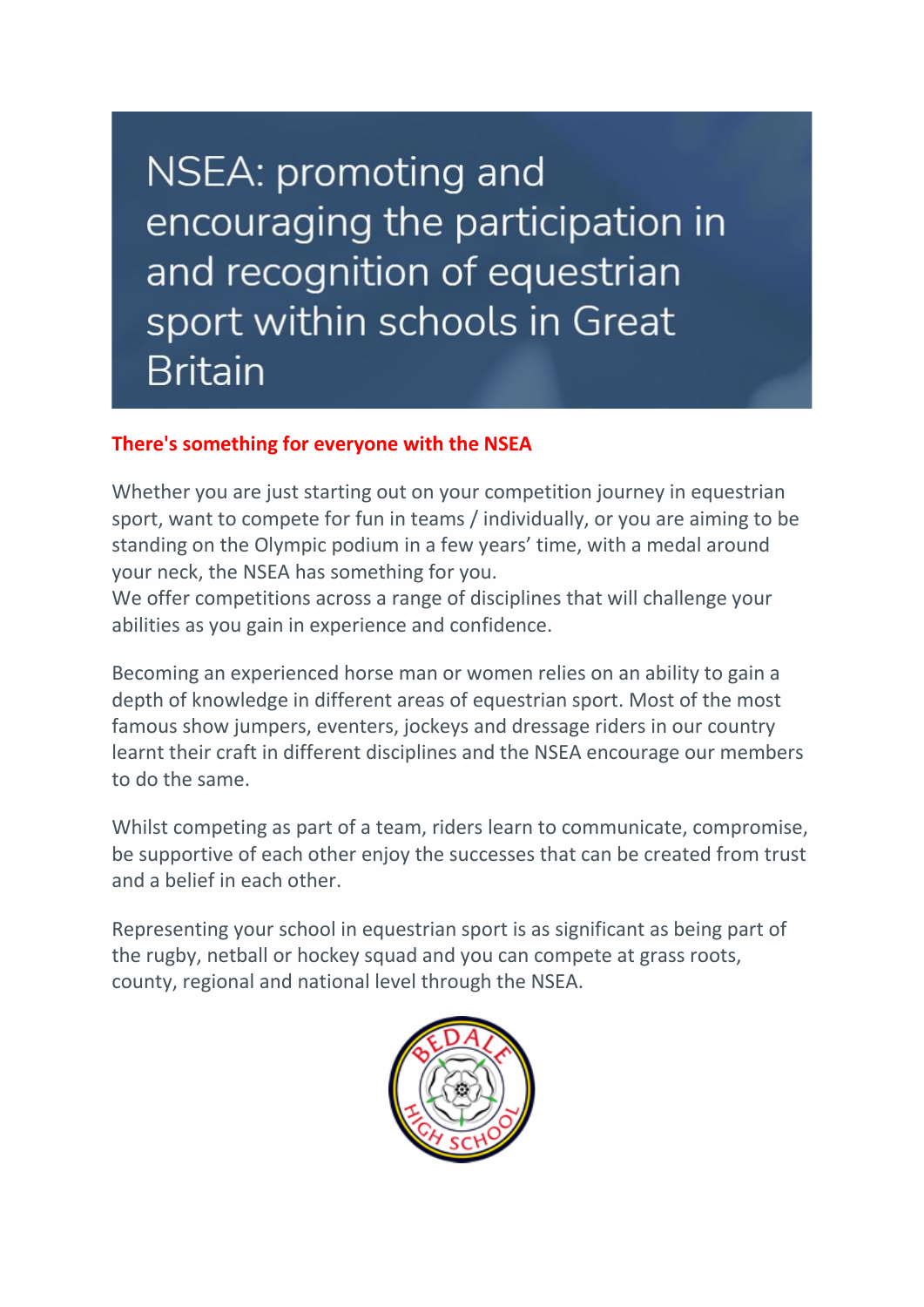# NSEA: promoting and encouraging the participation in and recognition of equestrian sport within schools in Great Britain

**There's something for everyone with the NSEA**

Whether you are just starting out on your competition journey in equestrian sport, want to compete for fun in teams / individually, or you are aiming to be standing on the Olympic podium in a few years' time, with a medal around your neck, the NSEA has something for you.
We offer competitions across a range of disciplines that will challenge your abilities as you gain in experience and confidence.

Becoming an experienced horse man or women relies on an ability to gain a depth of knowledge in different areas of equestrian sport. Most of the most famous show jumpers, eventers, jockeys and dressage riders in our country learnt their craft in different disciplines and the NSEA encourage our members to do the same.

Whilst competing as part of a team, riders learn to communicate, compromise, be supportive of each other enjoy the successes that can be created from trust and a belief in each other.

Representing your school in equestrian sport is as significant as being part of the rugby, netball or hockey squad and you can compete at grass roots, county, regional and national level through the NSEA.

BEDALE HIGH SCHOOL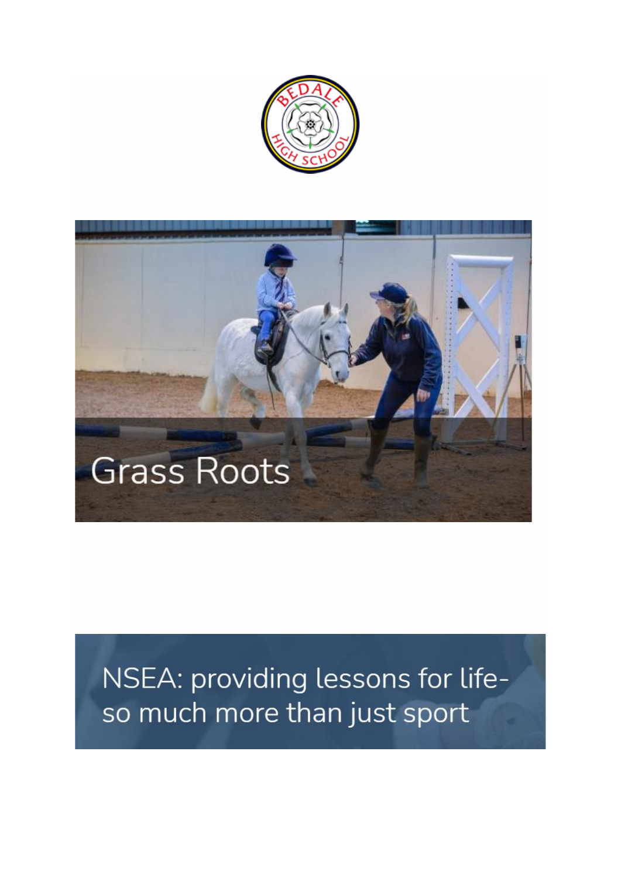# Grass Roots

## NSEA: providing lessons for life- so much more than just sport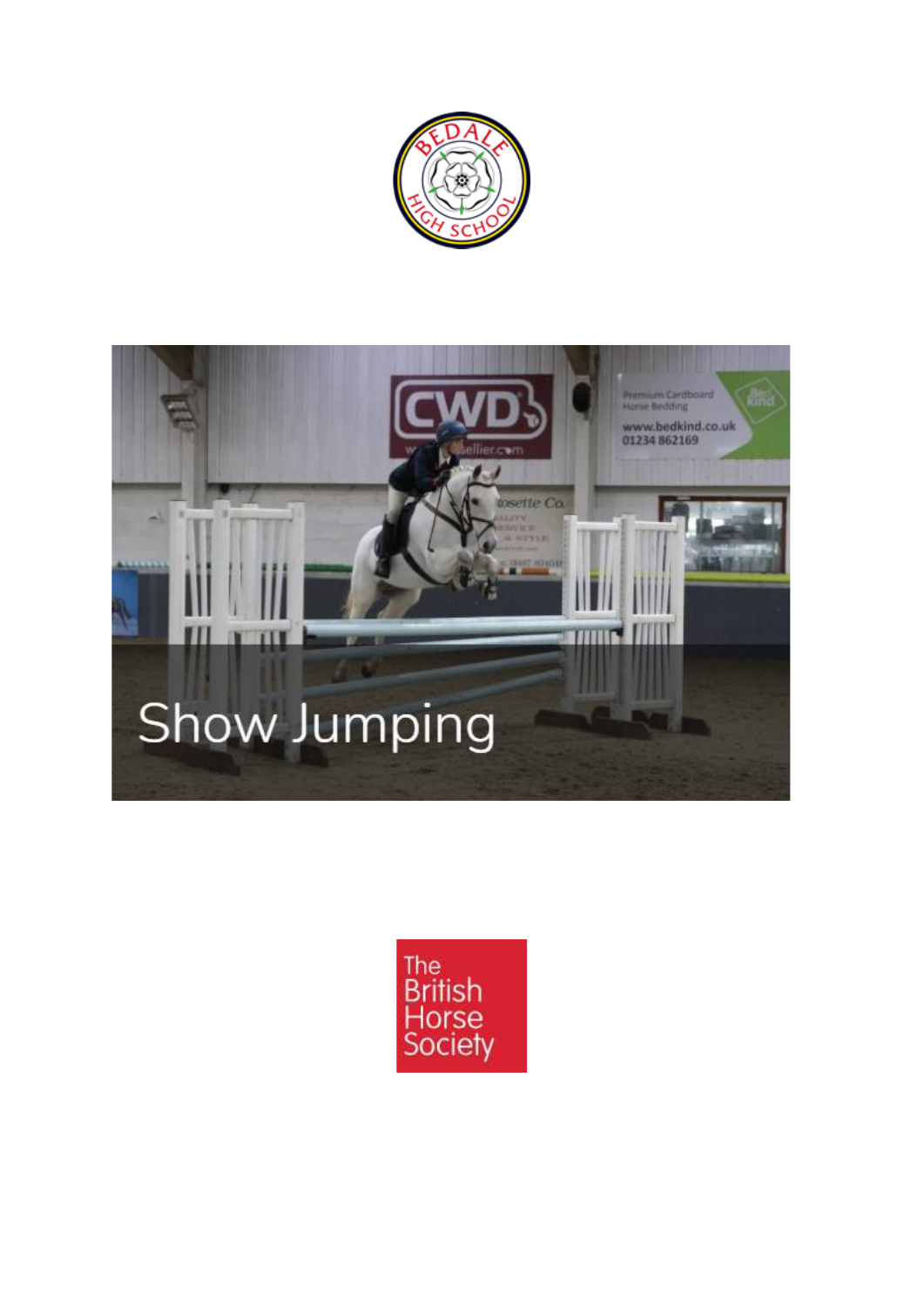# Show Jumping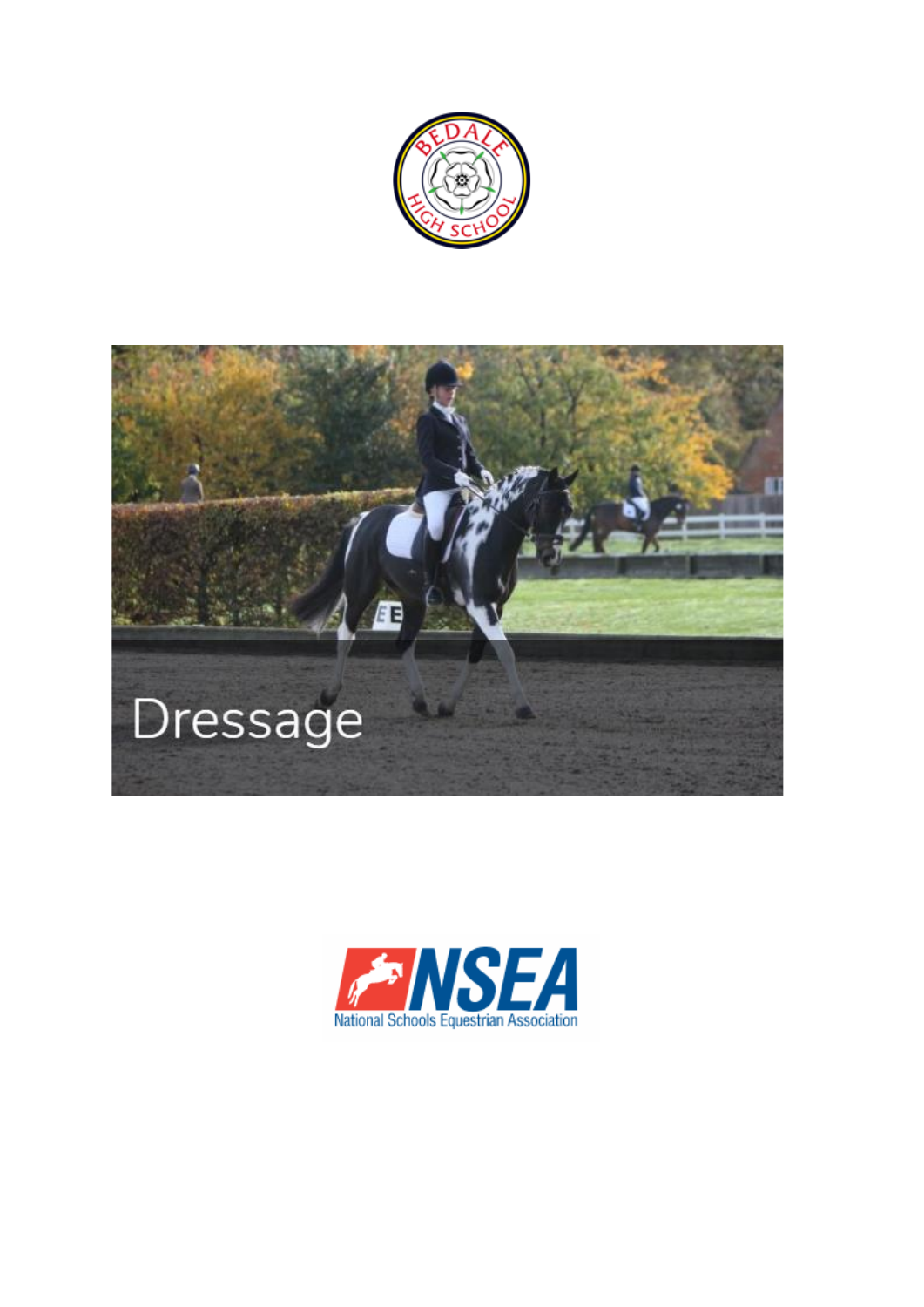# Dressage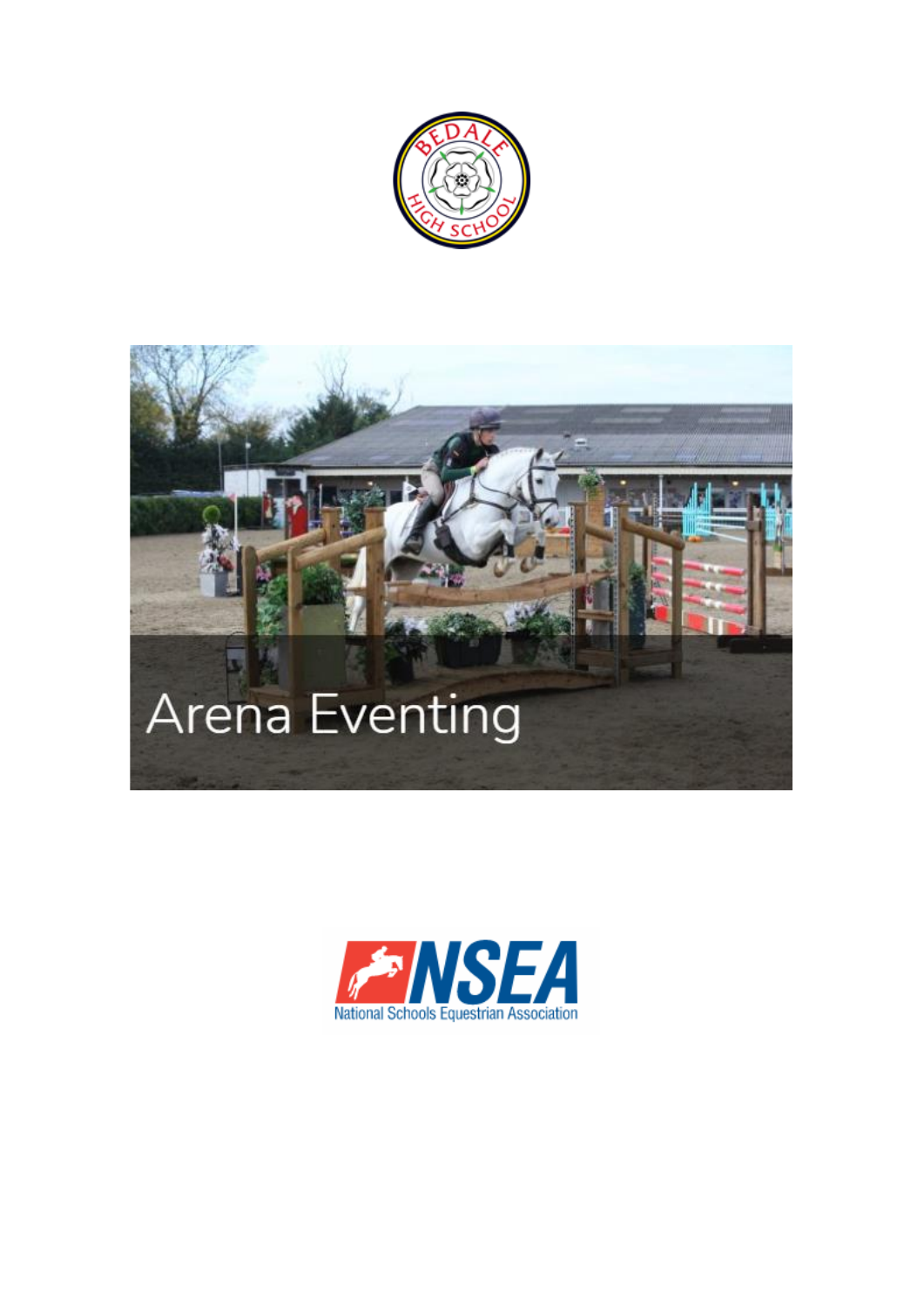# Arena Eventing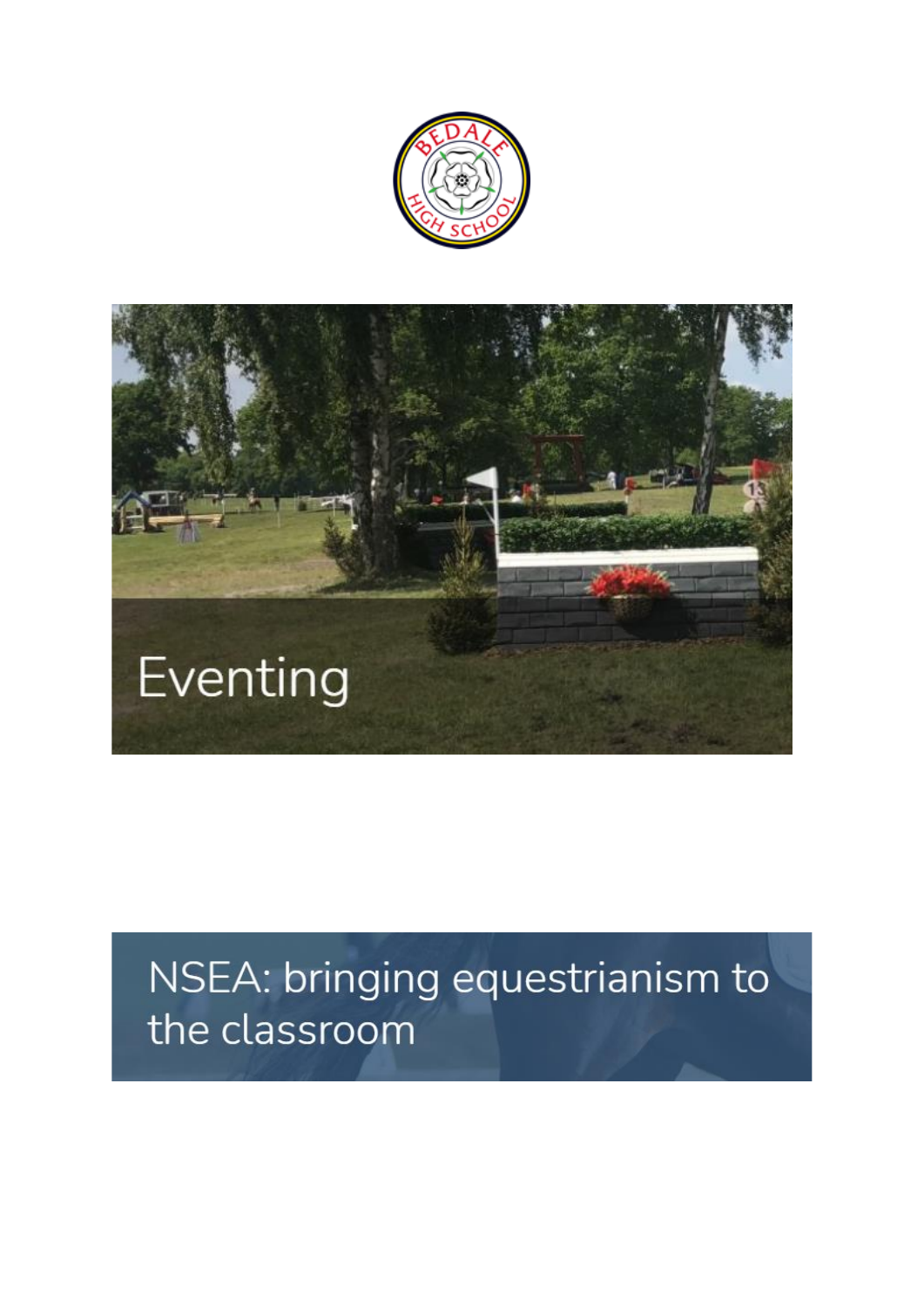Eventing

NSEA: bringing equestrianism to the classroom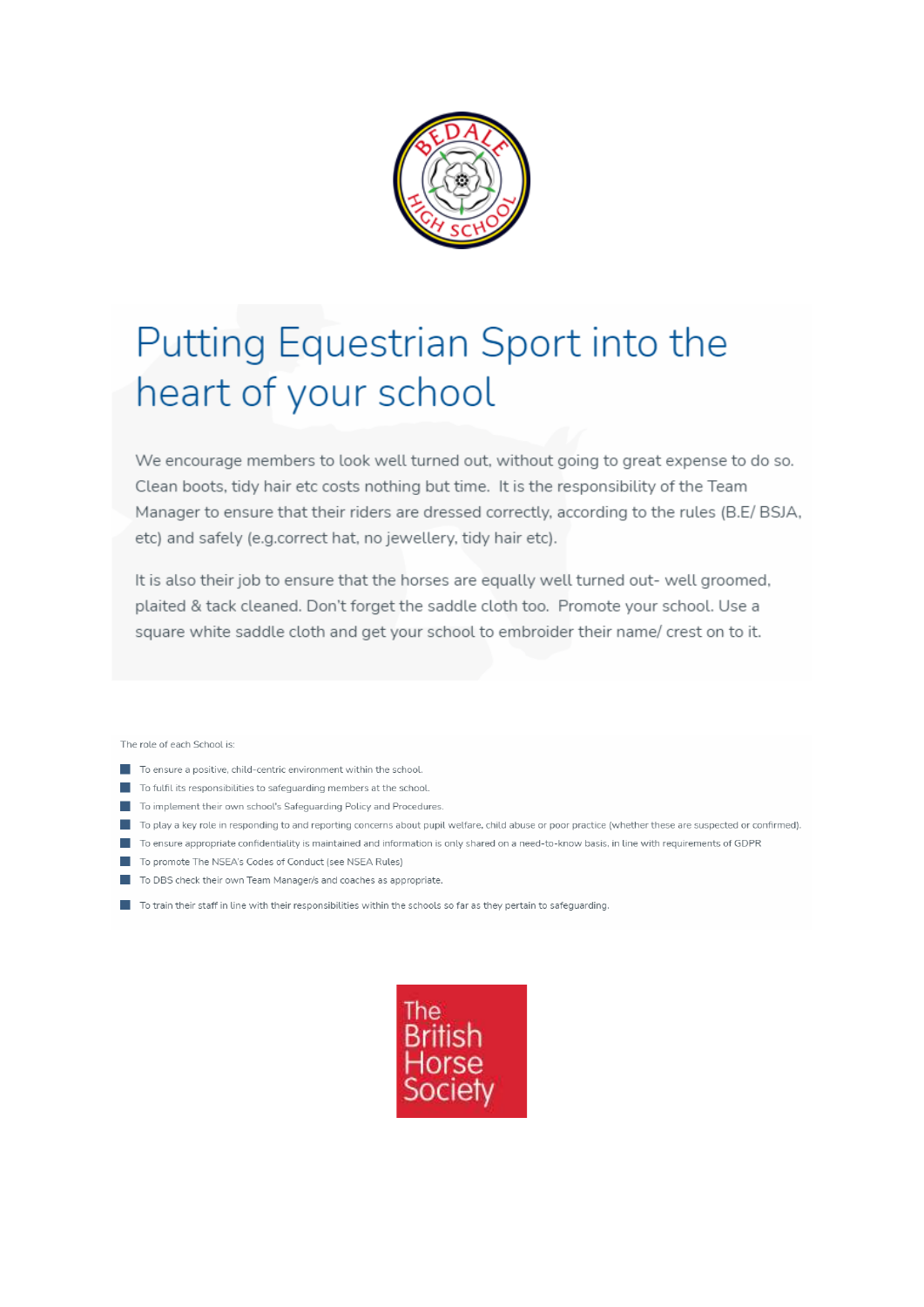# Putting Equestrian Sport into the heart of your school

We encourage members to look well turned out, without going to great expense to do so. Clean boots, tidy hair etc costs nothing but time. It is the responsibility of the Team Manager to ensure that their riders are dressed correctly, according to the rules (B.E/ BSJA, etc) and safely (e.g.correct hat, no jewellery, tidy hair etc).

It is also their job to ensure that the horses are equally well turned out- well groomed, plaited & tack cleaned. Don't forget the saddle cloth too. Promote your school. Use a square white saddle cloth and get your school to embroider their name/ crest on to it.

The role of each School is:

- To ensure a positive, child-centric environment within the school.
- To fulfil its responsibilities to safeguarding members at the school.
- To implement their own school's Safeguarding Policy and Procedures.
- To play a key role in responding to and reporting concerns about pupil welfare, child abuse or poor practice (whether these are suspected or confirmed).
- To ensure appropriate confidentiality is maintained and information is only shared on a need-to-know basis, in line with requirements of GDPR
- To promote The NSEA's Codes of Conduct (see NSEA Rules)
- To DBS check their own Team Manager/s and coaches as appropriate.
- To train their staff in line with their responsibilities within the schools so far as they pertain to safeguarding.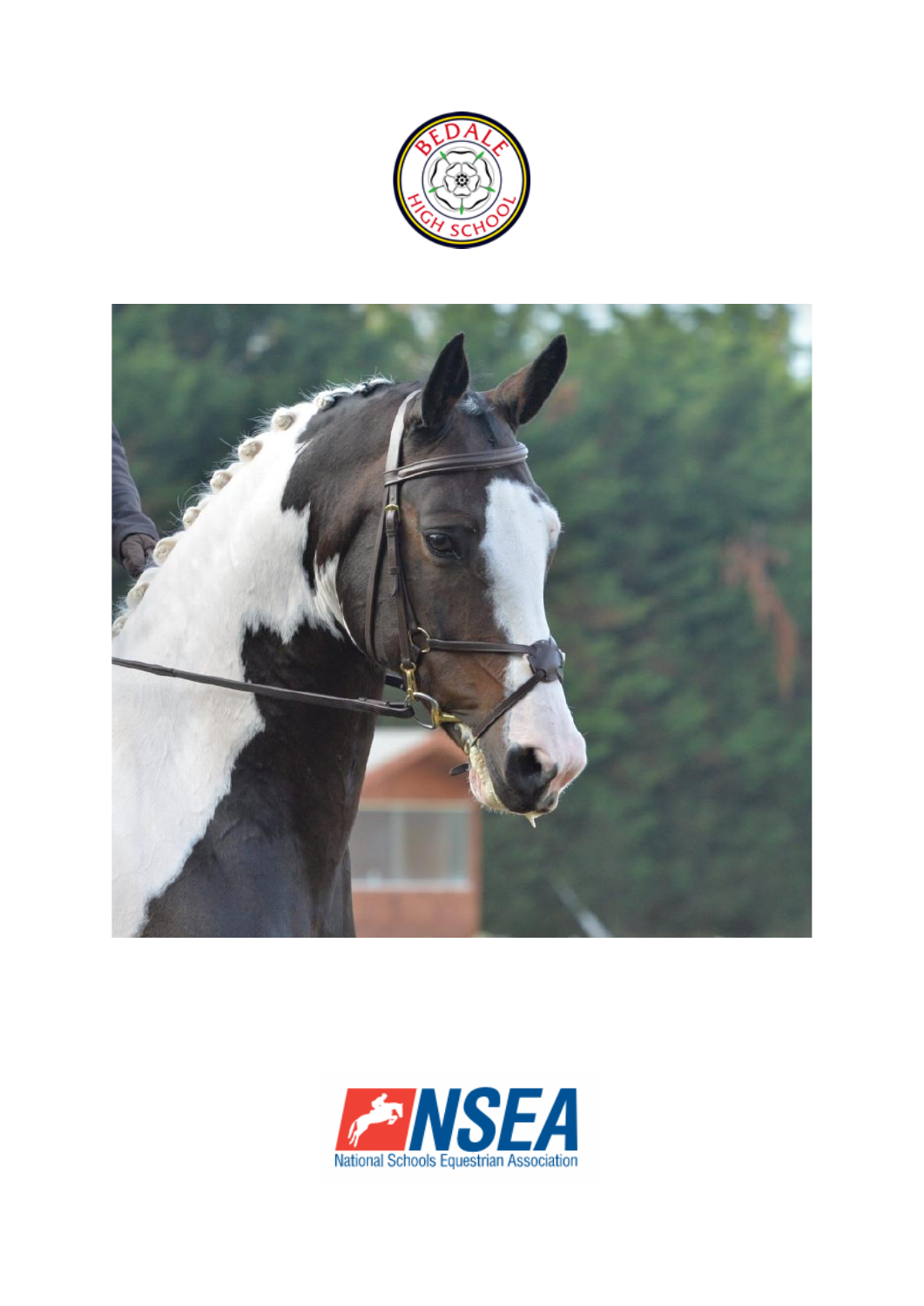BEDALE HIGH SCHOOL

NSEA

National Schools Equestrian Association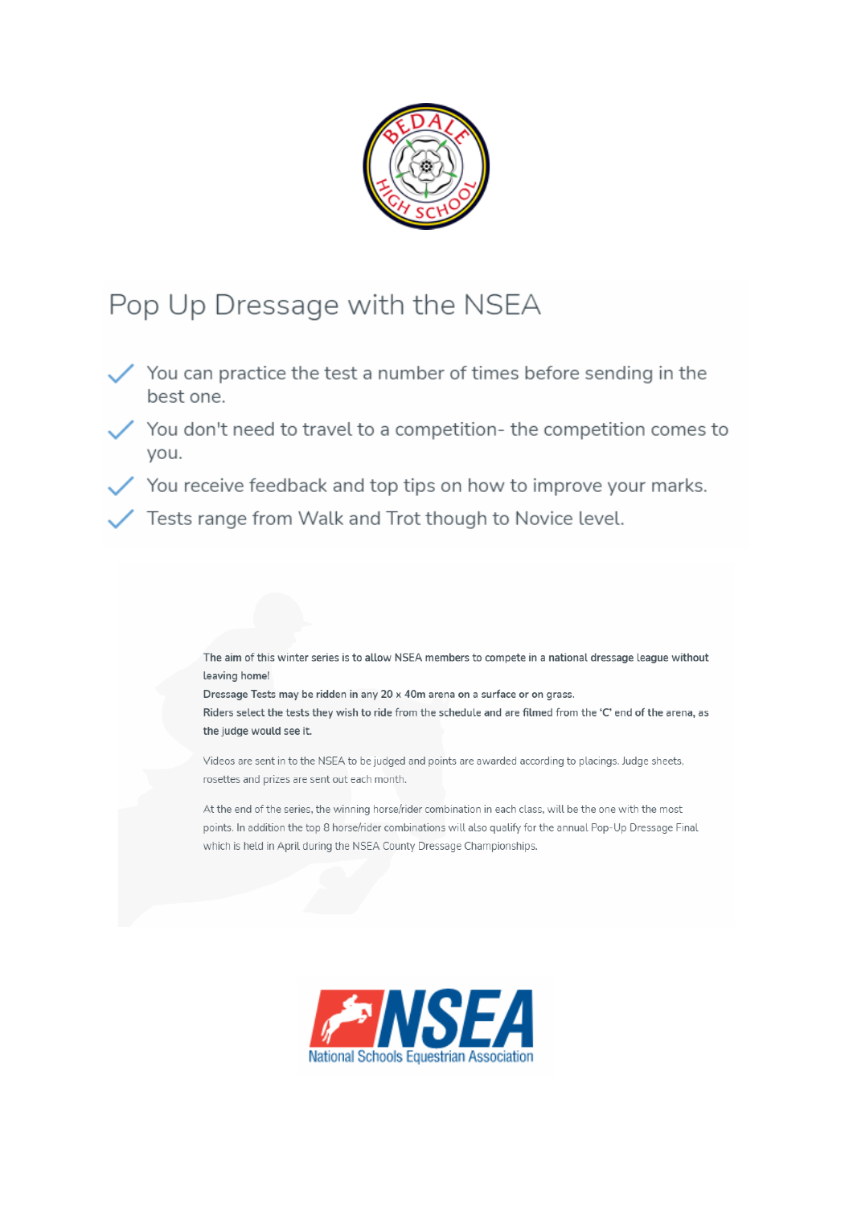# Pop Up Dressage with the NSEA

- ✓ You can practice the test a number of times before sending in the best one.
- ✓ You don't need to travel to a competition- the competition comes to you.
- ✓ You receive feedback and top tips on how to improve your marks.
- ✓ Tests range from Walk and Trot though to Novice level.

The aim of this winter series is to allow NSEA members to compete in a national dressage league without leaving home!
Dressage Tests may be ridden in any 20 x 40m arena on a surface or on grass.
Riders select the tests they wish to ride from the schedule and are filmed from the 'C' end of the arena, as the judge would see it.

Videos are sent in to the NSEA to be judged and points are awarded according to placings. Judge sheets, rosettes and prizes are sent out each month.

At the end of the series, the winning horse/rider combination in each class, will be the one with the most points. In addition the top 8 horse/rider combinations will also qualify for the annual Pop-Up Dressage Final which is held in April during the NSEA County Dressage Championships.

NSEA
National Schools Equestrian Association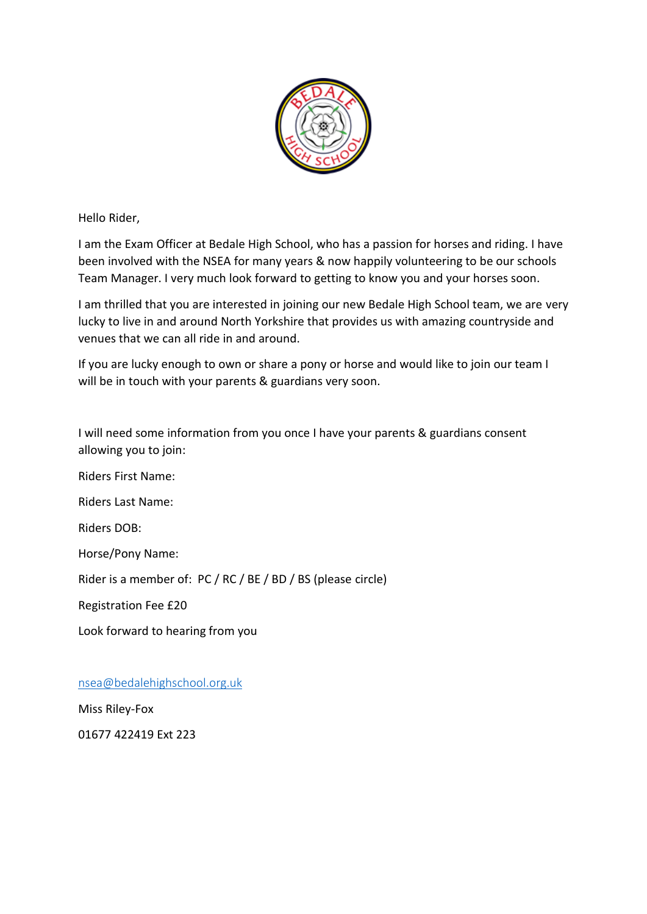Hello Rider,

I am the Exam Officer at Bedale High School, who has a passion for horses and riding. I have been involved with the NSEA for many years & now happily volunteering to be our schools Team Manager. I very much look forward to getting to know you and your horses soon.

I am thrilled that you are interested in joining our new Bedale High School team, we are very lucky to live in and around North Yorkshire that provides us with amazing countryside and venues that we can all ride in and around.

If you are lucky enough to own or share a pony or horse and would like to join our team I will be in touch with your parents & guardians very soon.

I will need some information from you once I have your parents & guardians consent allowing you to join:

Riders First Name:

Riders Last Name:

Riders DOB:

Horse/Pony Name:

Rider is a member of: PC / RC / BE / BD / BS (please circle)

Registration Fee £20

Look forward to hearing from you

nsea@bedalehighschool.org.uk

Miss Riley-Fox

01677 422419 Ext 223